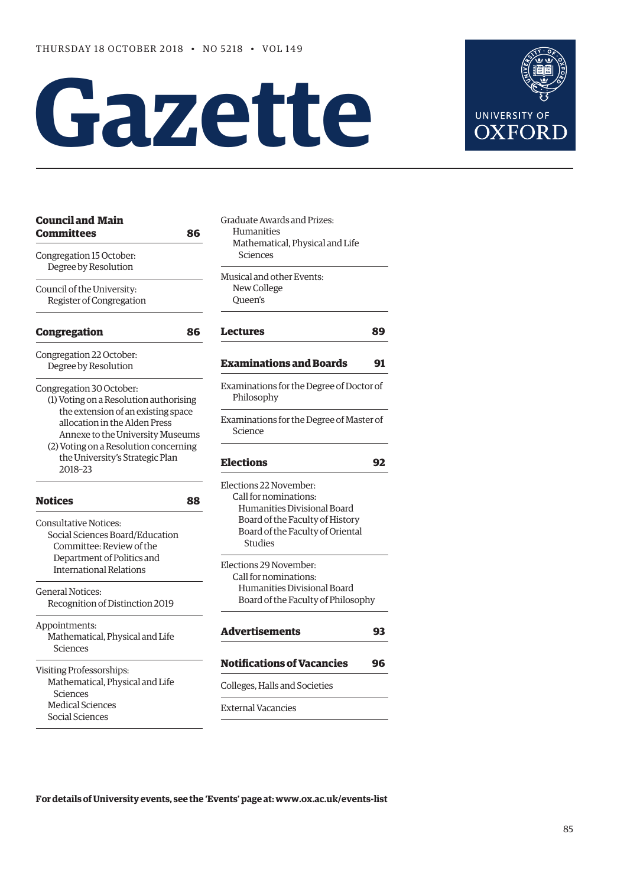THURSDAY 18 OCTOBER 2018 • NO 5218 • VOL 149

# Gazette

UNIVERSITY OF OXFORD

**Council and Main Committees** **86**

Congregation 15 October:
- Degree by Resolution

Council of the University:
- Register of Congregation

**Congregation** **86**

Congregation 22 October:
- Degree by Resolution

Congregation 30 October:
- (1) Voting on a Resolution authorising the extension of an existing space allocation in the Alden Press Annexe to the University Museums
- (2) Voting on a Resolution concerning the University's Strategic Plan 2018–23

**Notices** **88**

Consultative Notices:
- Social Sciences Board/Education Committee: Review of the Department of Politics and International Relations

General Notices:
- Recognition of Distinction 2019

Appointments:
- Mathematical, Physical and Life Sciences

Visiting Professorships:
- Mathematical, Physical and Life Sciences
- Medical Sciences
- Social Sciences

Graduate Awards and Prizes:
- Humanities
- Mathematical, Physical and Life Sciences

Musical and other Events:
- New College
- Queen's

**Lectures** **89**

**Examinations and Boards** **91**

Examinations for the Degree of Doctor of Philosophy

Examinations for the Degree of Master of Science

**Elections** **92**

Elections 22 November:
- Call for nominations:
  - Humanities Divisional Board
  - Board of the Faculty of History
  - Board of the Faculty of Oriental Studies

Elections 29 November:
- Call for nominations:
  - Humanities Divisional Board
  - Board of the Faculty of Philosophy

**Advertisements** **93**

**Notifications of Vacancies** **96**

Colleges, Halls and Societies

External Vacancies

**For details of University events, see the 'Events' page at: www.ox.ac.uk/events-list**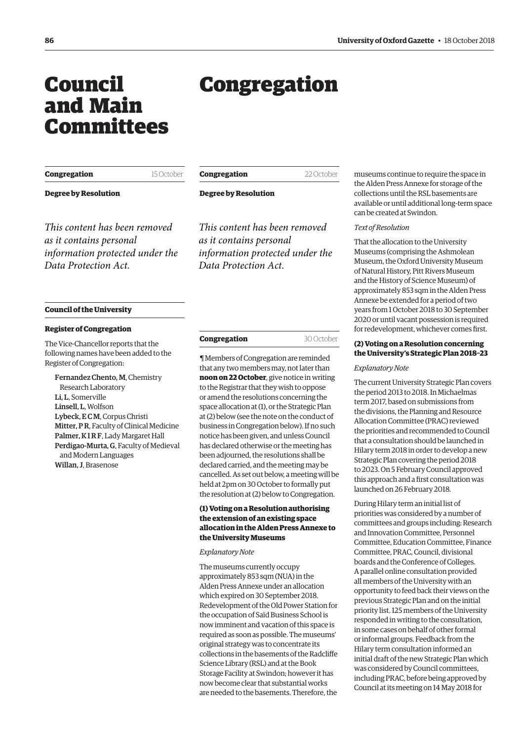# Council and Main Committees

**Congregation** 15 October

**Degree by Resolution**

*This content has been removed as it contains personal information protected under the Data Protection Act.*

**Council of the University**

**Register of Congregation**

The Vice-Chancellor reports that the following names have been added to the Register of Congregation:

**Fernandez Chento, M**, Chemistry Research Laboratory
**Li, L**, Somerville
**Linsell, L**, Wolfson
**Lybeck, E C M**, Corpus Christi
**Mitter, P R**, Faculty of Clinical Medicine
**Palmer, K I R F**, Lady Margaret Hall
**Perdigao-Murta, G**, Faculty of Medieval and Modern Languages
**Willan, J**, Brasenose

# Congregation

**Congregation** 22 October

**Degree by Resolution**

*This content has been removed as it contains personal information protected under the Data Protection Act.*

**Congregation** 30 October

¶ Members of Congregation are reminded that any two members may, not later than **noon on 22 October**, give notice in writing to the Registrar that they wish to oppose or amend the resolutions concerning the space allocation at (1), or the Strategic Plan at (2) below (see the note on the conduct of business in Congregation below). If no such notice has been given, and unless Council has declared otherwise or the meeting has been adjourned, the resolutions shall be declared carried, and the meeting may be cancelled. As set out below, a meeting will be held at 2pm on 30 October to formally put the resolution at (2) below to Congregation.

**(1) Voting on a Resolution authorising the extension of an existing space allocation in the Alden Press Annexe to the University Museums**

*Explanatory Note*

The museums currently occupy approximately 853 sqm (NUA) in the Alden Press Annexe under an allocation which expired on 30 September 2018. Redevelopment of the Old Power Station for the occupation of Saïd Business School is now imminent and vacation of this space is required as soon as possible. The museums' original strategy was to concentrate its collections in the basements of the Radcliffe Science Library (RSL) and at the Book Storage Facility at Swindon; however it has now become clear that substantial works are needed to the basements. Therefore, the museums continue to require the space in the Alden Press Annexe for storage of the collections until the RSL basements are available or until additional long-term space can be created at Swindon.

*Text of Resolution*

That the allocation to the University Museums (comprising the Ashmolean Museum, the Oxford University Museum of Natural History, Pitt Rivers Museum and the History of Science Museum) of approximately 853 sqm in the Alden Press Annexe be extended for a period of two years from 1 October 2018 to 30 September 2020 or until vacant possession is required for redevelopment, whichever comes first.

**(2) Voting on a Resolution concerning the University's Strategic Plan 2018–23**

*Explanatory Note*

The current University Strategic Plan covers the period 2013 to 2018. In Michaelmas term 2017, based on submissions from the divisions, the Planning and Resource Allocation Committee (PRAC) reviewed the priorities and recommended to Council that a consultation should be launched in Hilary term 2018 in order to develop a new Strategic Plan covering the period 2018 to 2023. On 5 February Council approved this approach and a first consultation was launched on 26 February 2018.

During Hilary term an initial list of priorities was considered by a number of committees and groups including: Research and Innovation Committee, Personnel Committee, Education Committee, Finance Committee, PRAC, Council, divisional boards and the Conference of Colleges. A parallel online consultation provided all members of the University with an opportunity to feed back their views on the previous Strategic Plan and on the initial priority list. 125 members of the University responded in writing to the consultation, in some cases on behalf of other formal or informal groups. Feedback from the Hilary term consultation informed an initial draft of the new Strategic Plan which was considered by Council committees, including PRAC, before being approved by Council at its meeting on 14 May 2018 for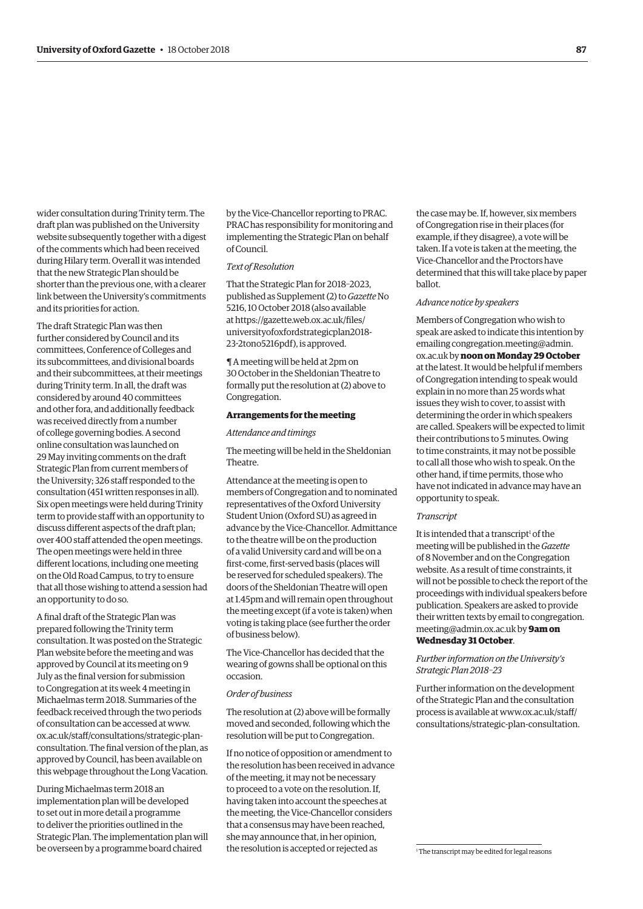wider consultation during Trinity term. The draft plan was published on the University website subsequently together with a digest of the comments which had been received during Hilary term. Overall it was intended that the new Strategic Plan should be shorter than the previous one, with a clearer link between the University's commitments and its priorities for action.

The draft Strategic Plan was then further considered by Council and its committees, Conference of Colleges and its subcommittees, and divisional boards and their subcommittees, at their meetings during Trinity term. In all, the draft was considered by around 40 committees and other fora, and additionally feedback was received directly from a number of college governing bodies. A second online consultation was launched on 29 May inviting comments on the draft Strategic Plan from current members of the University; 326 staff responded to the consultation (451 written responses in all). Six open meetings were held during Trinity term to provide staff with an opportunity to discuss different aspects of the draft plan; over 400 staff attended the open meetings. The open meetings were held in three different locations, including one meeting on the Old Road Campus, to try to ensure that all those wishing to attend a session had an opportunity to do so.

A final draft of the Strategic Plan was prepared following the Trinity term consultation. It was posted on the Strategic Plan website before the meeting and was approved by Council at its meeting on 9 July as the final version for submission to Congregation at its week 4 meeting in Michaelmas term 2018. Summaries of the feedback received through the two periods of consultation can be accessed at www.ox.ac.uk/staff/consultations/strategic-plan-consultation. The final version of the plan, as approved by Council, has been available on this webpage throughout the Long Vacation.

During Michaelmas term 2018 an implementation plan will be developed to set out in more detail a programme to deliver the priorities outlined in the Strategic Plan. The implementation plan will be overseen by a programme board chaired by the Vice-Chancellor reporting to PRAC. PRAC has responsibility for monitoring and implementing the Strategic Plan on behalf of Council.

*Text of Resolution*

That the Strategic Plan for 2018–2023, published as Supplement (2) to *Gazette* No 5216, 10 October 2018 (also available at https://gazette.web.ox.ac.uk/files/universityofoxfordstrategicplan2018-23-2tono5216pdf), is approved.

¶ A meeting will be held at 2pm on 30 October in the Sheldonian Theatre to formally put the resolution at (2) above to Congregation.

**Arrangements for the meeting**

*Attendance and timings*

The meeting will be held in the Sheldonian Theatre.

Attendance at the meeting is open to members of Congregation and to nominated representatives of the Oxford University Student Union (Oxford SU) as agreed in advance by the Vice-Chancellor. Admittance to the theatre will be on the production of a valid University card and will be on a first-come, first-served basis (places will be reserved for scheduled speakers). The doors of the Sheldonian Theatre will open at 1.45pm and will remain open throughout the meeting except (if a vote is taken) when voting is taking place (see further the order of business below).

The Vice-Chancellor has decided that the wearing of gowns shall be optional on this occasion.

*Order of business*

The resolution at (2) above will be formally moved and seconded, following which the resolution will be put to Congregation.

If no notice of opposition or amendment to the resolution has been received in advance of the meeting, it may not be necessary to proceed to a vote on the resolution. If, having taken into account the speeches at the meeting, the Vice-Chancellor considers that a consensus may have been reached, she may announce that, in her opinion, the resolution is accepted or rejected as the case may be. If, however, six members of Congregation rise in their places (for example, if they disagree), a vote will be taken. If a vote is taken at the meeting, the Vice-Chancellor and the Proctors have determined that this will take place by paper ballot.

*Advance notice by speakers*

Members of Congregation who wish to speak are asked to indicate this intention by emailing congregation.meeting@admin.ox.ac.uk by **noon on Monday 29 October** at the latest. It would be helpful if members of Congregation intending to speak would explain in no more than 25 words what issues they wish to cover, to assist with determining the order in which speakers are called. Speakers will be expected to limit their contributions to 5 minutes. Owing to time constraints, it may not be possible to call all those who wish to speak. On the other hand, if time permits, those who have not indicated in advance may have an opportunity to speak.

*Transcript*

It is intended that a transcript[1] of the meeting will be published in the *Gazette* of 8 November and on the Congregation website. As a result of time constraints, it will not be possible to check the report of the proceedings with individual speakers before publication. Speakers are asked to provide their written texts by email to congregation.meeting@admin.ox.ac.uk by **9am on Wednesday 31 October**.

*Further information on the University's Strategic Plan 2018–23*

Further information on the development of the Strategic Plan and the consultation process is available at www.ox.ac.uk/staff/consultations/strategic-plan-consultation.

[1] The transcript may be edited for legal reasons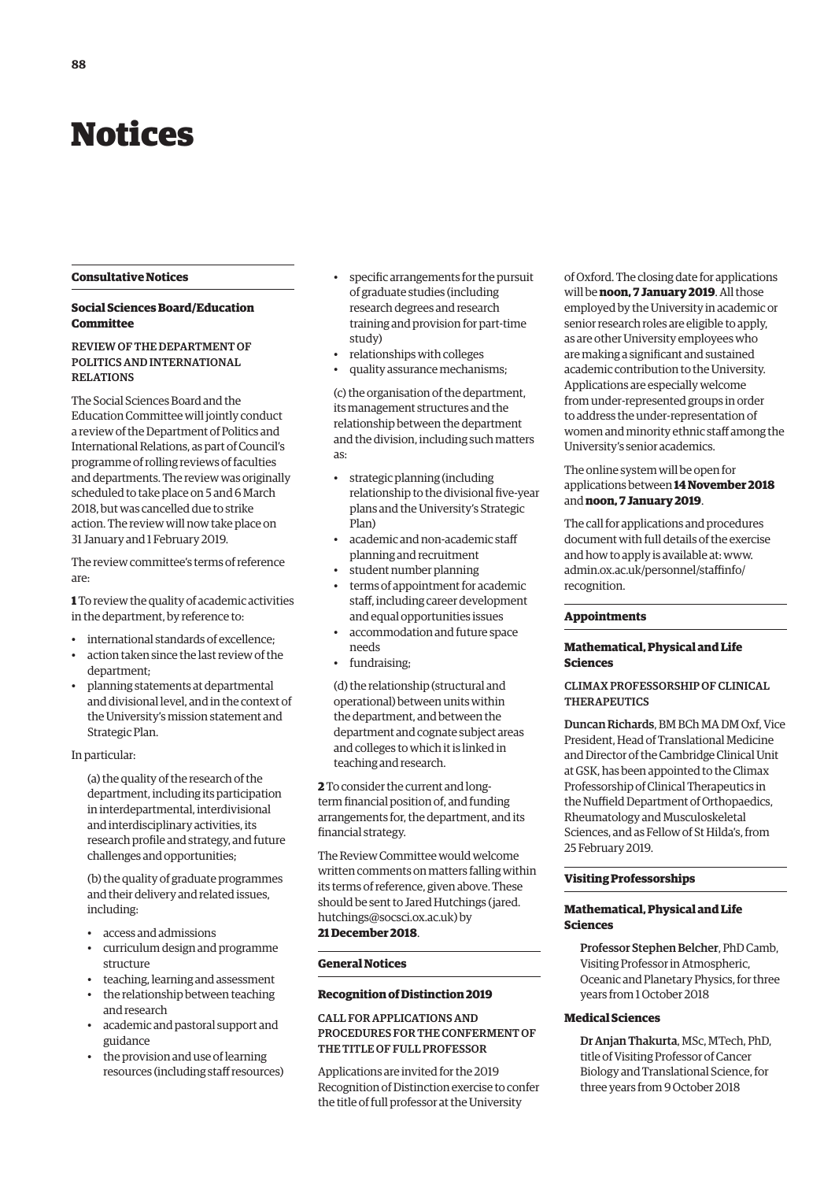# Notices

## Consultative Notices

### Social Sciences Board/Education Committee

#### REVIEW OF THE DEPARTMENT OF POLITICS AND INTERNATIONAL RELATIONS

The Social Sciences Board and the Education Committee will jointly conduct a review of the Department of Politics and International Relations, as part of Council's programme of rolling reviews of faculties and departments. The review was originally scheduled to take place on 5 and 6 March 2018, but was cancelled due to strike action. The review will now take place on 31 January and 1 February 2019.

The review committee's terms of reference are:

**1** To review the quality of academic activities in the department, by reference to:

- international standards of excellence;
- action taken since the last review of the department;
- planning statements at departmental and divisional level, and in the context of the University's mission statement and Strategic Plan.

In particular:

(a) the quality of the research of the department, including its participation in interdepartmental, interdivisional and interdisciplinary activities, its research profile and strategy, and future challenges and opportunities;

(b) the quality of graduate programmes and their delivery and related issues, including:

- access and admissions
- curriculum design and programme structure
- teaching, learning and assessment
- the relationship between teaching and research
- academic and pastoral support and guidance
- the provision and use of learning resources (including staff resources)
- specific arrangements for the pursuit of graduate studies (including research degrees and research training and provision for part-time study)
- relationships with colleges
- quality assurance mechanisms;

(c) the organisation of the department, its management structures and the relationship between the department and the division, including such matters as:

- strategic planning (including relationship to the divisional five-year plans and the University's Strategic Plan)
- academic and non-academic staff planning and recruitment
- student number planning
- terms of appointment for academic staff, including career development and equal opportunities issues
- accommodation and future space needs
- fundraising;

(d) the relationship (structural and operational) between units within the department, and between the department and cognate subject areas and colleges to which it is linked in teaching and research.

**2** To consider the current and long-term financial position of, and funding arrangements for, the department, and its financial strategy.

The Review Committee would welcome written comments on matters falling within its terms of reference, given above. These should be sent to Jared Hutchings (jared.hutchings@socsci.ox.ac.uk) by **21 December 2018**.

## General Notices

### Recognition of Distinction 2019

#### CALL FOR APPLICATIONS AND PROCEDURES FOR THE CONFERMENT OF THE TITLE OF FULL PROFESSOR

Applications are invited for the 2019 Recognition of Distinction exercise to confer the title of full professor at the University of Oxford. The closing date for applications will be **noon, 7 January 2019**. All those employed by the University in academic or senior research roles are eligible to apply, as are other University employees who are making a significant and sustained academic contribution to the University. Applications are especially welcome from under-represented groups in order to address the under-representation of women and minority ethnic staff among the University's senior academics.

The online system will be open for applications between **14 November 2018** and **noon, 7 January 2019**.

The call for applications and procedures document with full details of the exercise and how to apply is available at: www.admin.ox.ac.uk/personnel/staffinfo/recognition.

## Appointments

### Mathematical, Physical and Life Sciences

#### CLIMAX PROFESSORSHIP OF CLINICAL THERAPEUTICS

**Duncan Richards**, BM BCh MA DM Oxf, Vice President, Head of Translational Medicine and Director of the Cambridge Clinical Unit at GSK, has been appointed to the Climax Professorship of Clinical Therapeutics in the Nuffield Department of Orthopaedics, Rheumatology and Musculoskeletal Sciences, and as Fellow of St Hilda's, from 25 February 2019.

## Visiting Professorships

### Mathematical, Physical and Life Sciences

**Professor Stephen Belcher**, PhD Camb, Visiting Professor in Atmospheric, Oceanic and Planetary Physics, for three years from 1 October 2018

### Medical Sciences

**Dr Anjan Thakurta**, MSc, MTech, PhD, title of Visiting Professor of Cancer Biology and Translational Science, for three years from 9 October 2018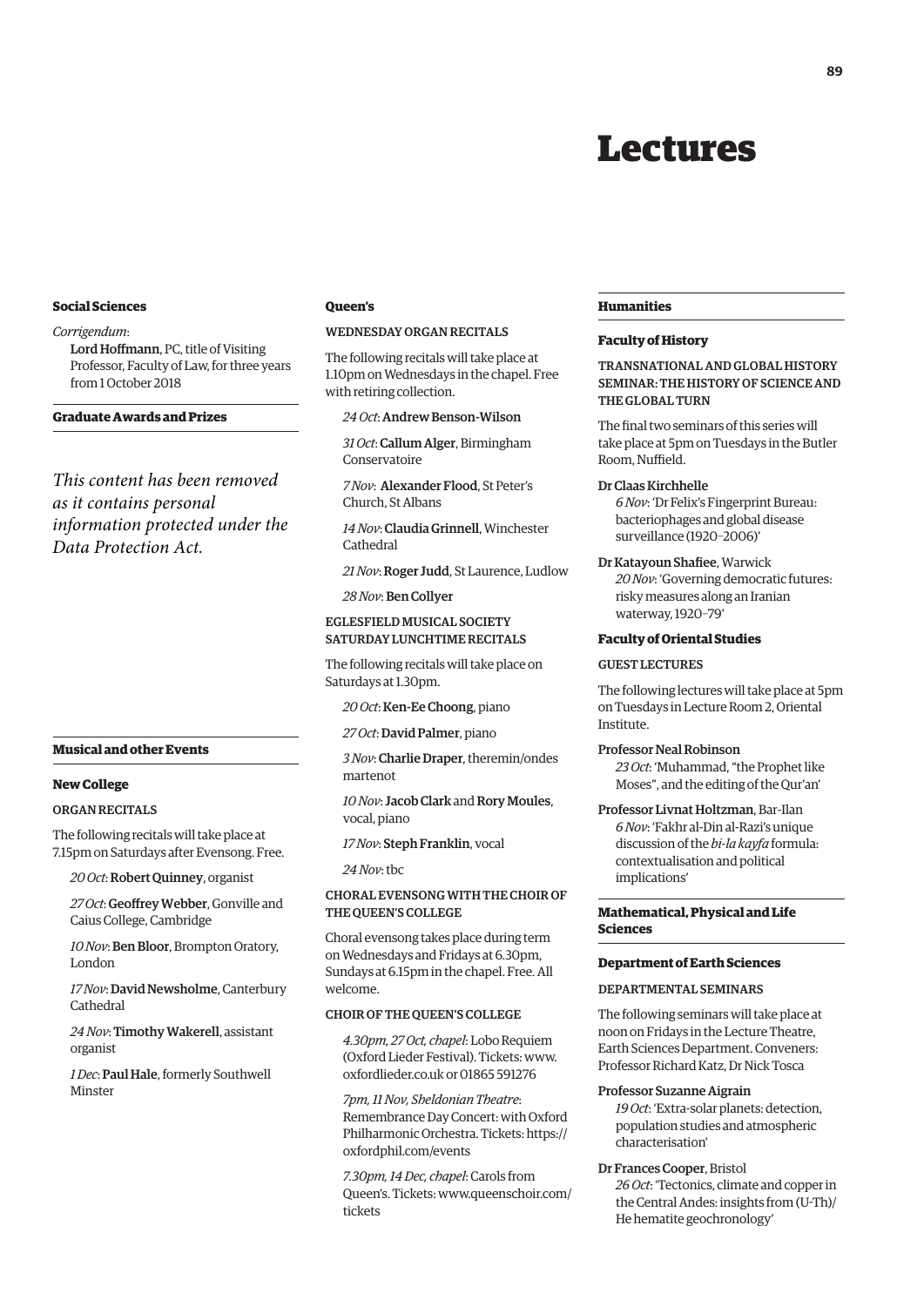# Lectures

## Social Sciences

*Corrigendum*:

**Lord Hoffmann**, PC, title of Visiting Professor, Faculty of Law, for three years from 1 October 2018

## Graduate Awards and Prizes

*This content has been removed as it contains personal information protected under the Data Protection Act.*

## Musical and other Events

### New College

#### ORGAN RECITALS

The following recitals will take place at 7.15pm on Saturdays after Evensong. Free.

*20 Oct*: **Robert Quinney**, organist

*27 Oct*: **Geoffrey Webber**, Gonville and Caius College, Cambridge

*10 Nov*: **Ben Bloor**, Brompton Oratory, London

*17 Nov*: **David Newsholme**, Canterbury Cathedral

*24 Nov*: **Timothy Wakerell**, assistant organist

*1 Dec*: **Paul Hale**, formerly Southwell Minster

### Queen's

#### WEDNESDAY ORGAN RECITALS

The following recitals will take place at 1.10pm on Wednesdays in the chapel. Free with retiring collection.

*24 Oct*: **Andrew Benson-Wilson**

*31 Oct*: **Callum Alger**, Birmingham Conservatoire

*7 Nov*: **Alexander Flood**, St Peter's Church, St Albans

*14 Nov*: **Claudia Grinnell**, Winchester Cathedral

*21 Nov*: **Roger Judd**, St Laurence, Ludlow

*28 Nov*: **Ben Collyer**

#### EGLESFIELD MUSICAL SOCIETY SATURDAY LUNCHTIME RECITALS

The following recitals will take place on Saturdays at 1.30pm.

*20 Oct*: **Ken-Ee Choong**, piano

*27 Oct*: **David Palmer**, piano

*3 Nov*: **Charlie Draper**, theremin/ondes martenot

*10 Nov*: **Jacob Clark** and **Rory Moules**, vocal, piano

*17 Nov*: **Steph Franklin**, vocal

*24 Nov*: tbc

#### CHORAL EVENSONG WITH THE CHOIR OF THE QUEEN'S COLLEGE

Choral evensong takes place during term on Wednesdays and Fridays at 6.30pm, Sundays at 6.15pm in the chapel. Free. All welcome.

#### CHOIR OF THE QUEEN'S COLLEGE

*4.30pm, 27 Oct, chapel*: Lobo Requiem (Oxford Lieder Festival). Tickets: www.oxfordlieder.co.uk or 01865 591276

*7pm, 11 Nov, Sheldonian Theatre*: Remembrance Day Concert: with Oxford Philharmonic Orchestra. Tickets: https://oxfordphil.com/events

*7.30pm, 14 Dec, chapel*: Carols from Queen's. Tickets: www.queenschoir.com/tickets

## Humanities

### Faculty of History

#### TRANSNATIONAL AND GLOBAL HISTORY SEMINAR: THE HISTORY OF SCIENCE AND THE GLOBAL TURN

The final two seminars of this series will take place at 5pm on Tuesdays in the Butler Room, Nuffield.

**Dr Claas Kirchhelle**
*6 Nov*: 'Dr Felix's Fingerprint Bureau: bacteriophages and global disease surveillance (1920–2006)'

**Dr Katayoun Shafiee**, Warwick
*20 Nov*: 'Governing democratic futures: risky measures along an Iranian waterway, 1920–79'

### Faculty of Oriental Studies

#### GUEST LECTURES

The following lectures will take place at 5pm on Tuesdays in Lecture Room 2, Oriental Institute.

**Professor Neal Robinson**
*23 Oct*: 'Muhammad, "the Prophet like Moses", and the editing of the Qur'an'

**Professor Livnat Holtzman**, Bar-Ilan
*6 Nov*: 'Fakhr al-Din al-Razi's unique discussion of the *bi-la kayfa* formula: contextualisation and political implications'

## Mathematical, Physical and Life Sciences

### Department of Earth Sciences

#### DEPARTMENTAL SEMINARS

The following seminars will take place at noon on Fridays in the Lecture Theatre, Earth Sciences Department. Conveners: Professor Richard Katz, Dr Nick Tosca

**Professor Suzanne Aigrain**
*19 Oct*: 'Extra-solar planets: detection, population studies and atmospheric characterisation'

**Dr Frances Cooper**, Bristol
*26 Oct*: 'Tectonics, climate and copper in the Central Andes: insights from (U-Th)/He hematite geochronology'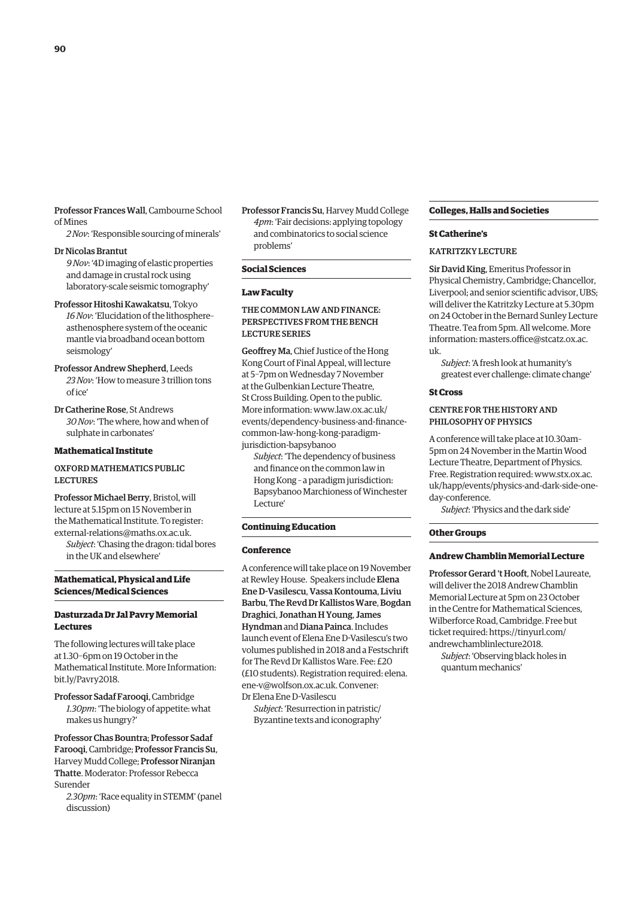**Professor Frances Wall**, Cambourne School of Mines

*2 Nov*: 'Responsible sourcing of minerals'

**Dr Nicolas Brantut**

*9 Nov*: '4D imaging of elastic properties and damage in crustal rock using laboratory-scale seismic tomography'

**Professor Hitoshi Kawakatsu**, Tokyo

*16 Nov*: 'Elucidation of the lithosphere–asthenosphere system of the oceanic mantle via broadband ocean bottom seismology'

**Professor Andrew Shepherd**, Leeds

*23 Nov*: 'How to measure 3 trillion tons of ice'

**Dr Catherine Rose**, St Andrews

*30 Nov*: 'The where, how and when of sulphate in carbonates'

### Mathematical Institute

#### OXFORD MATHEMATICS PUBLIC LECTURES

**Professor Michael Berry**, Bristol, will lecture at 5.15pm on 15 November in the Mathematical Institute. To register: external-relations@maths.ox.ac.uk.

*Subject*: 'Chasing the dragon: tidal bores in the UK and elsewhere'

## Mathematical, Physical and Life Sciences/Medical Sciences

### Dasturzada Dr Jal Pavry Memorial Lectures

The following lectures will take place at 1.30–6pm on 19 October in the Mathematical Institute. More Information: bit.ly/Pavry2018.

**Professor Sadaf Farooqi**, Cambridge

*1.30pm*: 'The biology of appetite: what makes us hungry?'

**Professor Chas Bountra**; **Professor Sadaf Farooqi**, Cambridge; **Professor Francis Su**, Harvey Mudd College; **Professor Niranjan Thatte**. Moderator: Professor Rebecca Surender

*2.30pm*: 'Race equality in STEMM' (panel discussion)

**Professor Francis Su**, Harvey Mudd College

*4pm*: 'Fair decisions: applying topology and combinatorics to social science problems'

## Social Sciences

### Law Faculty

#### THE COMMON LAW AND FINANCE: PERSPECTIVES FROM THE BENCH LECTURE SERIES

**Geoffrey Ma**, Chief Justice of the Hong Kong Court of Final Appeal, will lecture at 5–7pm on Wednesday 7 November at the Gulbenkian Lecture Theatre, St Cross Building. Open to the public. More information: www.law.ox.ac.uk/events/dependency-business-and-finance-common-law-hong-kong-paradigm-jurisdiction-bapsybanoo

*Subject*: 'The dependency of business and finance on the common law in Hong Kong – a paradigm jurisdiction: Bapsybanoo Marchioness of Winchester Lecture'

## Continuing Education

### Conference

A conference will take place on 19 November at Rewley House. Speakers include **Elena Ene D-Vasilescu**, **Vassa Kontouma**, **Liviu Barbu**, **The Revd Dr Kallistos Ware**, **Bogdan Draghici**, **Jonathan H Young**, **James Hyndman** and **Diana Painca**. Includes launch event of Elena Ene D-Vasilescu's two volumes published in 2018 and a Festschrift for The Revd Dr Kallistos Ware. Fee: £20 (£10 students). Registration required: elena.ene-v@wolfson.ox.ac.uk. Convener: Dr Elena Ene D-Vasilescu

*Subject*: 'Resurrection in patristic/Byzantine texts and iconography'

## Colleges, Halls and Societies

### St Catherine's

#### KATRITZKY LECTURE

**Sir David King**, Emeritus Professor in Physical Chemistry, Cambridge; Chancellor, Liverpool; and senior scientific advisor, UBS; will deliver the Katritzky Lecture at 5.30pm on 24 October in the Bernard Sunley Lecture Theatre. Tea from 5pm. All welcome. More information: masters.office@stcatz.ox.ac.uk.

*Subject*: 'A fresh look at humanity's greatest ever challenge: climate change'

### St Cross

#### CENTRE FOR THE HISTORY AND PHILOSOPHY OF PHYSICS

A conference will take place at 10.30am–5pm on 24 November in the Martin Wood Lecture Theatre, Department of Physics. Free. Registration required: www.stx.ox.ac.uk/happ/events/physics-and-dark-side-one-day-conference.

*Subject*: 'Physics and the dark side'

## Other Groups

### Andrew Chamblin Memorial Lecture

**Professor Gerard 't Hooft**, Nobel Laureate, will deliver the 2018 Andrew Chamblin Memorial Lecture at 5pm on 23 October in the Centre for Mathematical Sciences, Wilberforce Road, Cambridge. Free but ticket required: https://tinyurl.com/andrewchamblinlecture2018.

*Subject*: 'Observing black holes in quantum mechanics'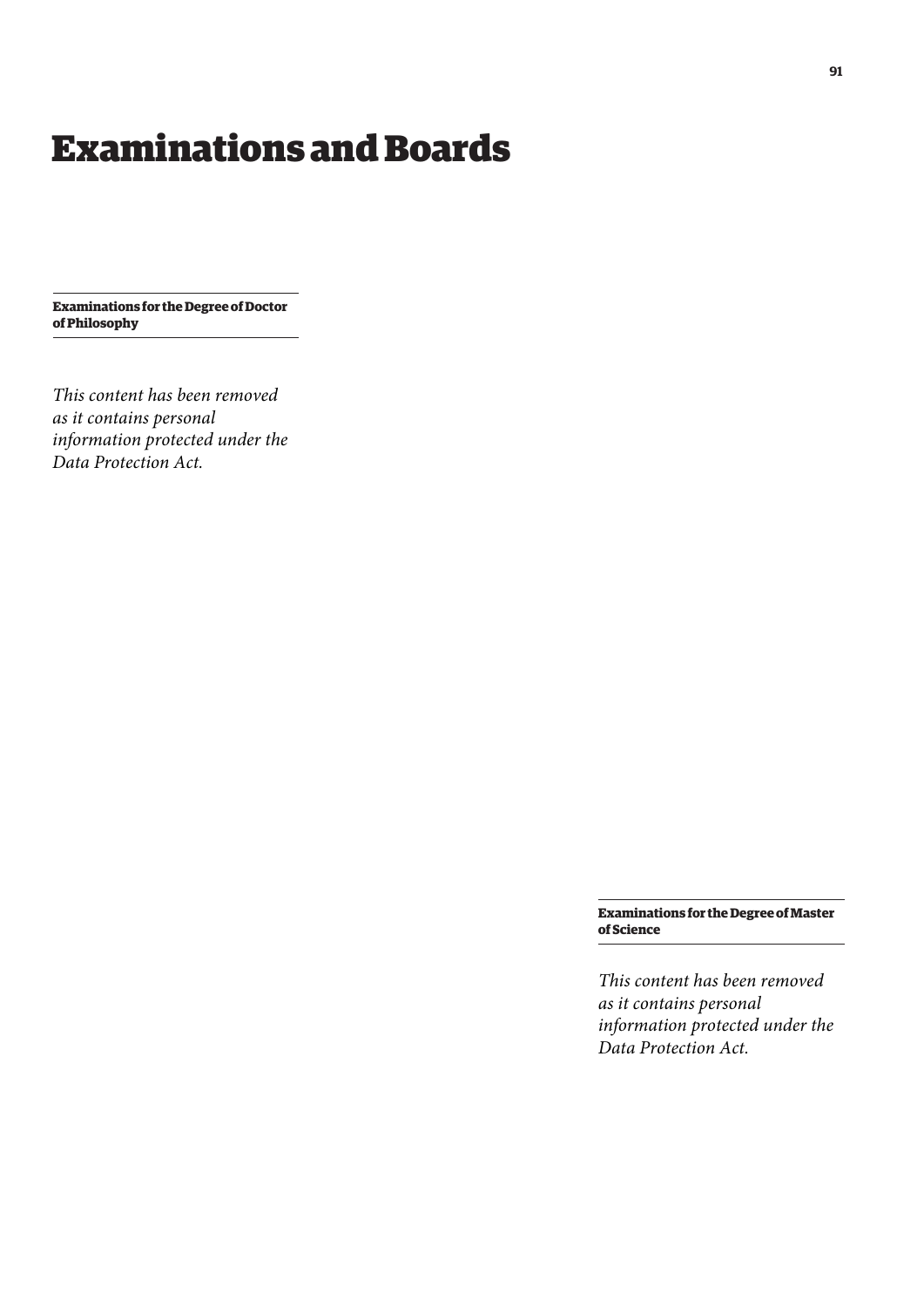# Examinations and Boards

**Examinations for the Degree of Doctor of Philosophy**

*This content has been removed as it contains personal information protected under the Data Protection Act.*

**Examinations for the Degree of Master of Science**

*This content has been removed as it contains personal information protected under the Data Protection Act.*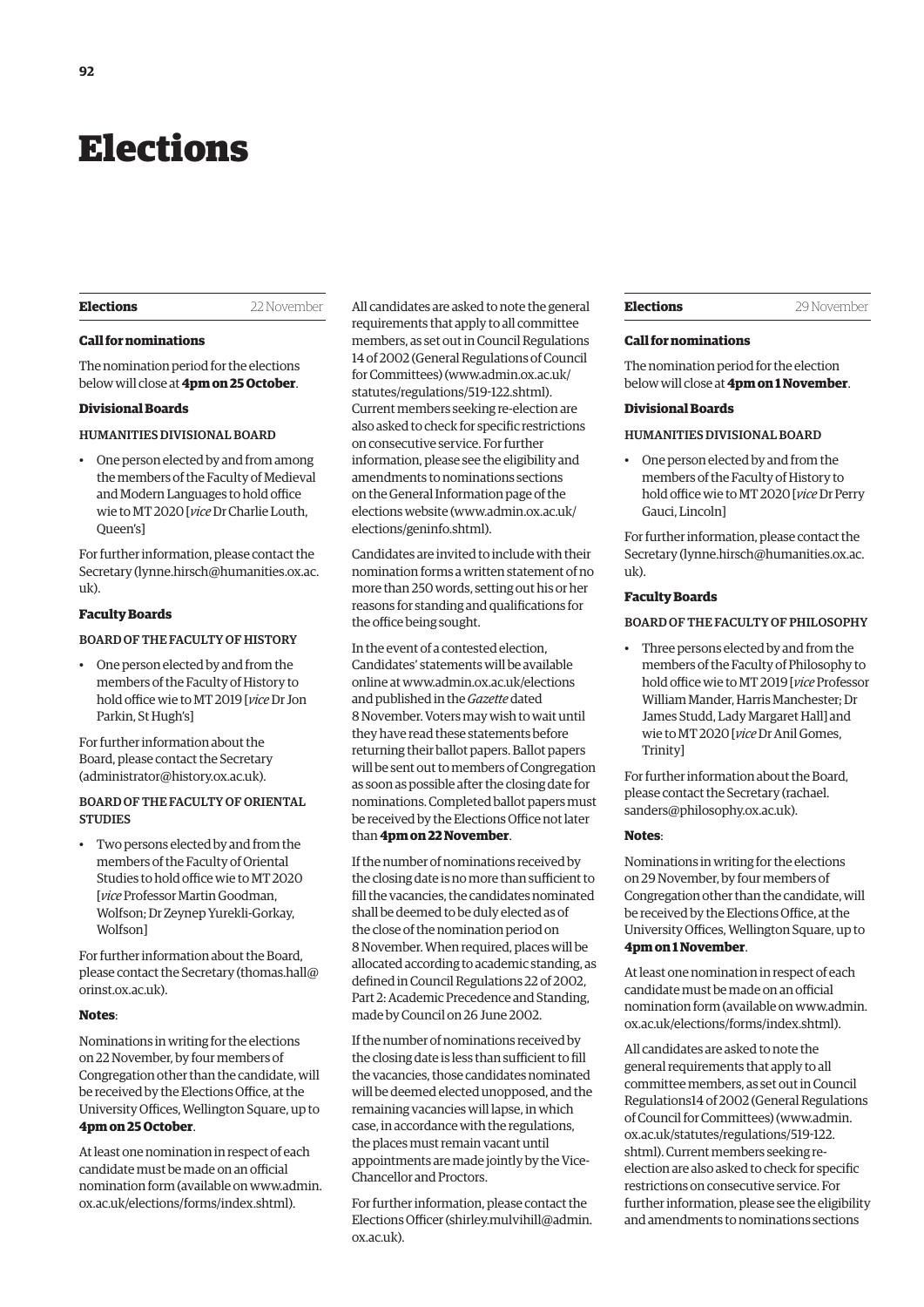# Elections

## Elections 22 November

### Call for nominations

The nomination period for the elections below will close at **4pm on 25 October**.

### Divisional Boards

HUMANITIES DIVISIONAL BOARD

- One person elected by and from among the members of the Faculty of Medieval and Modern Languages to hold office wie to MT 2020 [*vice* Dr Charlie Louth, Queen's]

For further information, please contact the Secretary (lynne.hirsch@humanities.ox.ac.uk).

### Faculty Boards

BOARD OF THE FACULTY OF HISTORY

- One person elected by and from the members of the Faculty of History to hold office wie to MT 2019 [*vice* Dr Jon Parkin, St Hugh's]

For further information about the Board, please contact the Secretary (administrator@history.ox.ac.uk).

BOARD OF THE FACULTY OF ORIENTAL STUDIES

- Two persons elected by and from the members of the Faculty of Oriental Studies to hold office wie to MT 2020 [*vice* Professor Martin Goodman, Wolfson; Dr Zeynep Yurekli-Gorkay, Wolfson]

For further information about the Board, please contact the Secretary (thomas.hall@orinst.ox.ac.uk).

**Notes**:

Nominations in writing for the elections on 22 November, by four members of Congregation other than the candidate, will be received by the Elections Office, at the University Offices, Wellington Square, up to **4pm on 25 October**.

At least one nomination in respect of each candidate must be made on an official nomination form (available on www.admin.ox.ac.uk/elections/forms/index.shtml).

All candidates are asked to note the general requirements that apply to all committee members, as set out in Council Regulations 14 of 2002 (General Regulations of Council for Committees) (www.admin.ox.ac.uk/statutes/regulations/519-122.shtml). Current members seeking re-election are also asked to check for specific restrictions on consecutive service. For further information, please see the eligibility and amendments to nominations sections on the General Information page of the elections website (www.admin.ox.ac.uk/elections/geninfo.shtml).

Candidates are invited to include with their nomination forms a written statement of no more than 250 words, setting out his or her reasons for standing and qualifications for the office being sought.

In the event of a contested election, Candidates' statements will be available online at www.admin.ox.ac.uk/elections and published in the *Gazette* dated 8 November. Voters may wish to wait until they have read these statements before returning their ballot papers. Ballot papers will be sent out to members of Congregation as soon as possible after the closing date for nominations. Completed ballot papers must be received by the Elections Office not later than **4pm on 22 November**.

If the number of nominations received by the closing date is no more than sufficient to fill the vacancies, the candidates nominated shall be deemed to be duly elected as of the close of the nomination period on 8 November. When required, places will be allocated according to academic standing, as defined in Council Regulations 22 of 2002, Part 2: Academic Precedence and Standing, made by Council on 26 June 2002.

If the number of nominations received by the closing date is less than sufficient to fill the vacancies, those candidates nominated will be deemed elected unopposed, and the remaining vacancies will lapse, in which case, in accordance with the regulations, the places must remain vacant until appointments are made jointly by the Vice-Chancellor and Proctors.

For further information, please contact the Elections Officer (shirley.mulvihill@admin.ox.ac.uk).

## Elections 29 November

### Call for nominations

The nomination period for the election below will close at **4pm on 1 November**.

### Divisional Boards

HUMANITIES DIVISIONAL BOARD

- One person elected by and from the members of the Faculty of History to hold office wie to MT 2020 [*vice* Dr Perry Gauci, Lincoln]

For further information, please contact the Secretary (lynne.hirsch@humanities.ox.ac.uk).

### Faculty Boards

BOARD OF THE FACULTY OF PHILOSOPHY

- Three persons elected by and from the members of the Faculty of Philosophy to hold office wie to MT 2019 [*vice* Professor William Mander, Harris Manchester; Dr James Studd, Lady Margaret Hall] and wie to MT 2020 [*vice* Dr Anil Gomes, Trinity]

For further information about the Board, please contact the Secretary (rachael.sanders@philosophy.ox.ac.uk).

**Notes**:

Nominations in writing for the elections on 29 November, by four members of Congregation other than the candidate, will be received by the Elections Office, at the University Offices, Wellington Square, up to **4pm on 1 November**.

At least one nomination in respect of each candidate must be made on an official nomination form (available on www.admin.ox.ac.uk/elections/forms/index.shtml).

All candidates are asked to note the general requirements that apply to all committee members, as set out in Council Regulations14 of 2002 (General Regulations of Council for Committees) (www.admin.ox.ac.uk/statutes/regulations/519-122.shtml). Current members seeking re-election are also asked to check for specific restrictions on consecutive service. For further information, please see the eligibility and amendments to nominations sections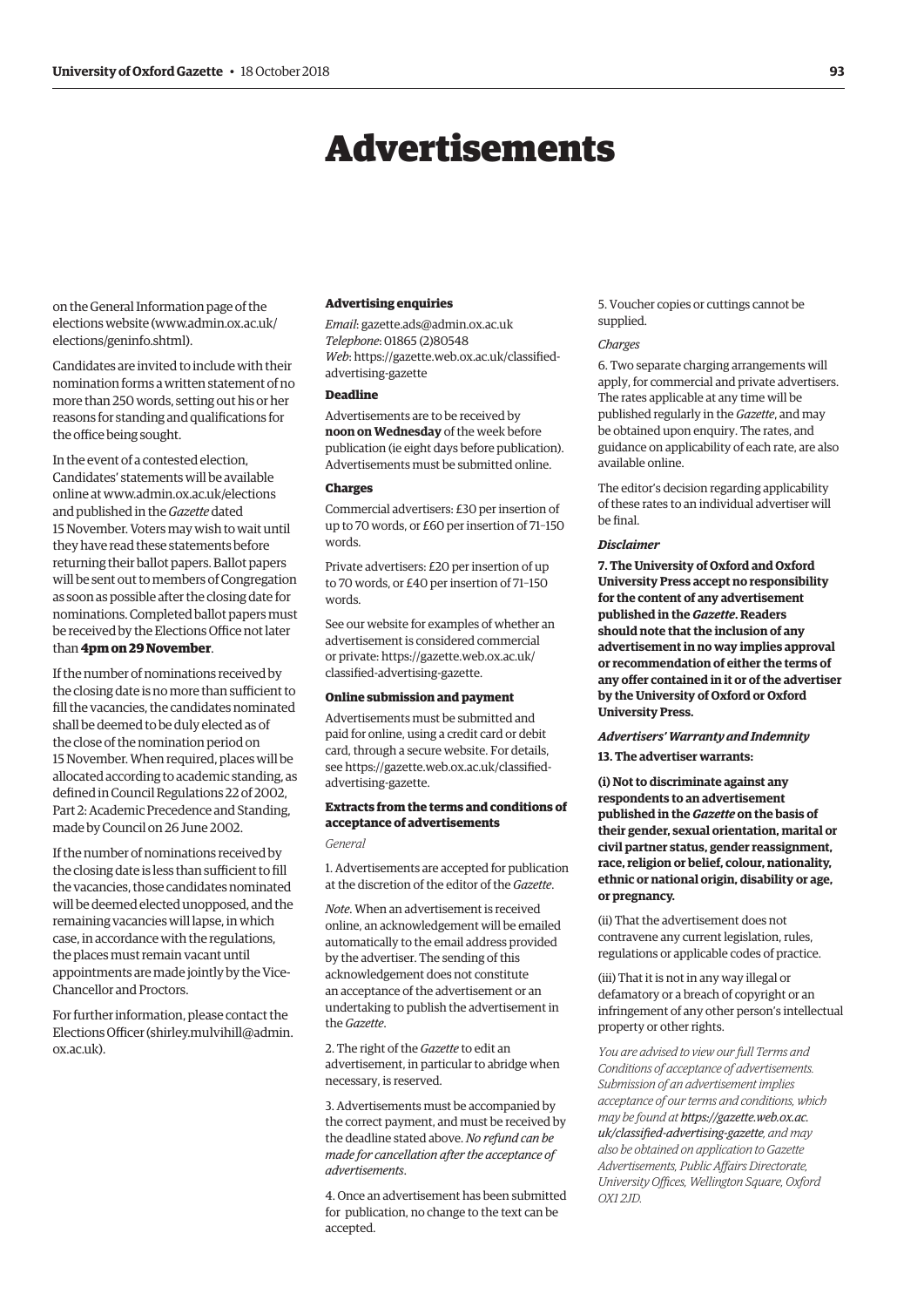# Advertisements

on the General Information page of the elections website (www.admin.ox.ac.uk/elections/geninfo.shtml).

Candidates are invited to include with their nomination forms a written statement of no more than 250 words, setting out his or her reasons for standing and qualifications for the office being sought.

In the event of a contested election, Candidates' statements will be available online at www.admin.ox.ac.uk/elections and published in the *Gazette* dated 15 November. Voters may wish to wait until they have read these statements before returning their ballot papers. Ballot papers will be sent out to members of Congregation as soon as possible after the closing date for nominations. Completed ballot papers must be received by the Elections Office not later than **4pm on 29 November**.

If the number of nominations received by the closing date is no more than sufficient to fill the vacancies, the candidates nominated shall be deemed to be duly elected as of the close of the nomination period on 15 November. When required, places will be allocated according to academic standing, as defined in Council Regulations 22 of 2002, Part 2: Academic Precedence and Standing, made by Council on 26 June 2002.

If the number of nominations received by the closing date is less than sufficient to fill the vacancies, those candidates nominated will be deemed elected unopposed, and the remaining vacancies will lapse, in which case, in accordance with the regulations, the places must remain vacant until appointments are made jointly by the Vice-Chancellor and Proctors.

For further information, please contact the Elections Officer (shirley.mulvihill@admin.ox.ac.uk).

### Advertising enquiries

*Email*: gazette.ads@admin.ox.ac.uk
*Telephone*: 01865 (2)80548
*Web*: https://gazette.web.ox.ac.uk/classified-advertising-gazette

### Deadline

Advertisements are to be received by **noon on Wednesday** of the week before publication (ie eight days before publication). Advertisements must be submitted online.

### Charges

Commercial advertisers: £30 per insertion of up to 70 words, or £60 per insertion of 71–150 words.

Private advertisers: £20 per insertion of up to 70 words, or £40 per insertion of 71–150 words.

See our website for examples of whether an advertisement is considered commercial or private: https://gazette.web.ox.ac.uk/classified-advertising-gazette.

### Online submission and payment

Advertisements must be submitted and paid for online, using a credit card or debit card, through a secure website. For details, see https://gazette.web.ox.ac.uk/classified-advertising-gazette.

### Extracts from the terms and conditions of acceptance of advertisements

*General*

1. Advertisements are accepted for publication at the discretion of the editor of the *Gazette*.

*Note*. When an advertisement is received online, an acknowledgement will be emailed automatically to the email address provided by the advertiser. The sending of this acknowledgement does not constitute an acceptance of the advertisement or an undertaking to publish the advertisement in the *Gazette*.

2. The right of the *Gazette* to edit an advertisement, in particular to abridge when necessary, is reserved.

3. Advertisements must be accompanied by the correct payment, and must be received by the deadline stated above. *No refund can be made for cancellation after the acceptance of advertisements*.

4. Once an advertisement has been submitted for publication, no change to the text can be accepted.

5. Voucher copies or cuttings cannot be supplied.

*Charges*

6. Two separate charging arrangements will apply, for commercial and private advertisers. The rates applicable at any time will be published regularly in the *Gazette*, and may be obtained upon enquiry. The rates, and guidance on applicability of each rate, are also available online.

The editor's decision regarding applicability of these rates to an individual advertiser will be final.

***Disclaimer***

**7. The University of Oxford and Oxford University Press accept no responsibility for the content of any advertisement published in the *Gazette*. Readers should note that the inclusion of any advertisement in no way implies approval or recommendation of either the terms of any offer contained in it or of the advertiser by the University of Oxford or Oxford University Press.**

***Advertisers' Warranty and Indemnity***

**13. The advertiser warrants:**

**(i) Not to discriminate against any respondents to an advertisement published in the *Gazette* on the basis of their gender, sexual orientation, marital or civil partner status, gender reassignment, race, religion or belief, colour, nationality, ethnic or national origin, disability or age, or pregnancy.**

(ii) That the advertisement does not contravene any current legislation, rules, regulations or applicable codes of practice.

(iii) That it is not in any way illegal or defamatory or a breach of copyright or an infringement of any other person's intellectual property or other rights.

*You are advised to view our full Terms and Conditions of acceptance of advertisements. Submission of an advertisement implies acceptance of our terms and conditions, which may be found at **https://gazette.web.ox.ac.uk/classified-advertising-gazette**, and may also be obtained on application to Gazette Advertisements, Public Affairs Directorate, University Offices, Wellington Square, Oxford OX1 2JD.*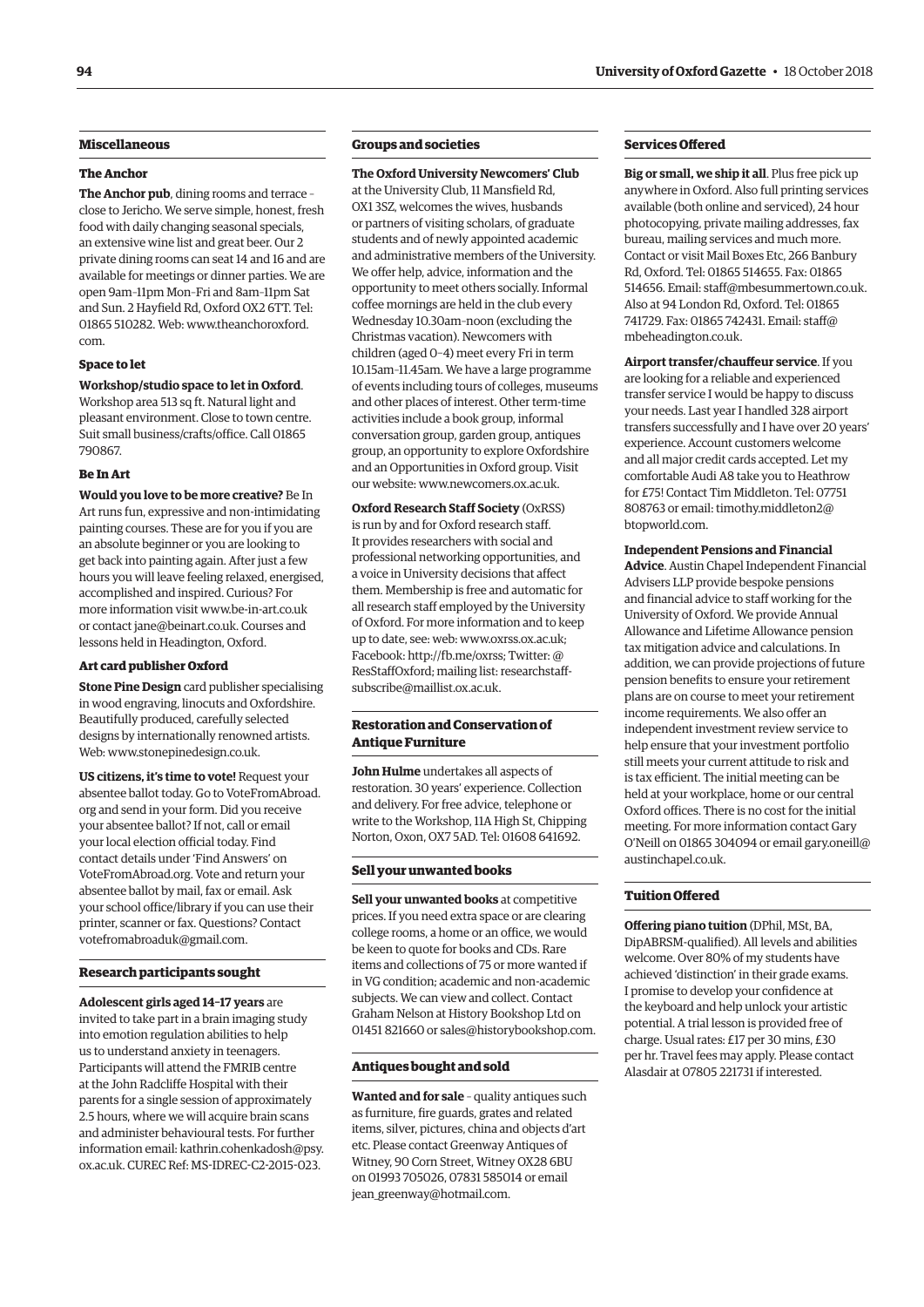## Miscellaneous

### The Anchor

**The Anchor pub**, dining rooms and terrace – close to Jericho. We serve simple, honest, fresh food with daily changing seasonal specials, an extensive wine list and great beer. Our 2 private dining rooms can seat 14 and 16 and are available for meetings or dinner parties. We are open 9am–11pm Mon–Fri and 8am–11pm Sat and Sun. 2 Hayfield Rd, Oxford OX2 6TT. Tel: 01865 510282. Web: www.theanchoroxford.com.

### Space to let

**Workshop/studio space to let in Oxford**. Workshop area 513 sq ft. Natural light and pleasant environment. Close to town centre. Suit small business/crafts/office. Call 01865 790867.

### Be In Art

**Would you love to be more creative?** Be In Art runs fun, expressive and non-intimidating painting courses. These are for you if you are an absolute beginner or you are looking to get back into painting again. After just a few hours you will leave feeling relaxed, energised, accomplished and inspired. Curious? For more information visit www.be-in-art.co.uk or contact jane@beinart.co.uk. Courses and lessons held in Headington, Oxford.

### Art card publisher Oxford

**Stone Pine Design** card publisher specialising in wood engraving, linocuts and Oxfordshire. Beautifully produced, carefully selected designs by internationally renowned artists. Web: www.stonepinedesign.co.uk.

**US citizens, it's time to vote!** Request your absentee ballot today. Go to VoteFromAbroad.org and send in your form. Did you receive your absentee ballot? If not, call or email your local election official today. Find contact details under 'Find Answers' on VoteFromAbroad.org. Vote and return your absentee ballot by mail, fax or email. Ask your school office/library if you can use their printer, scanner or fax. Questions? Contact votefromabroaduk@gmail.com.

## Research participants sought

**Adolescent girls aged 14–17 years** are invited to take part in a brain imaging study into emotion regulation abilities to help us to understand anxiety in teenagers. Participants will attend the FMRIB centre at the John Radcliffe Hospital with their parents for a single session of approximately 2.5 hours, where we will acquire brain scans and administer behavioural tests. For further information email: kathrin.cohenkadosh@psy.ox.ac.uk. CUREC Ref: MS-IDREC-C2-2015-023.

## Groups and societies

**The Oxford University Newcomers' Club** at the University Club, 11 Mansfield Rd, OX1 3SZ, welcomes the wives, husbands or partners of visiting scholars, of graduate students and of newly appointed academic and administrative members of the University. We offer help, advice, information and the opportunity to meet others socially. Informal coffee mornings are held in the club every Wednesday 10.30am–noon (excluding the Christmas vacation). Newcomers with children (aged 0–4) meet every Fri in term 10.15am–11.45am. We have a large programme of events including tours of colleges, museums and other places of interest. Other term-time activities include a book group, informal conversation group, garden group, antiques group, an opportunity to explore Oxfordshire and an Opportunities in Oxford group. Visit our website: www.newcomers.ox.ac.uk.

**Oxford Research Staff Society** (OxRSS) is run by and for Oxford research staff. It provides researchers with social and professional networking opportunities, and a voice in University decisions that affect them. Membership is free and automatic for all research staff employed by the University of Oxford. For more information and to keep up to date, see: web: www.oxrss.ox.ac.uk; Facebook: http://fb.me/oxrss; Twitter: @ResStaffOxford; mailing list: researchstaff-subscribe@maillist.ox.ac.uk.

## Restoration and Conservation of Antique Furniture

**John Hulme** undertakes all aspects of restoration. 30 years' experience. Collection and delivery. For free advice, telephone or write to the Workshop, 11A High St, Chipping Norton, Oxon, OX7 5AD. Tel: 01608 641692.

## Sell your unwanted books

**Sell your unwanted books** at competitive prices. If you need extra space or are clearing college rooms, a home or an office, we would be keen to quote for books and CDs. Rare items and collections of 75 or more wanted if in VG condition; academic and non-academic subjects. We can view and collect. Contact Graham Nelson at History Bookshop Ltd on 01451 821660 or sales@historybookshop.com.

## Antiques bought and sold

**Wanted and for sale** – quality antiques such as furniture, fire guards, grates and related items, silver, pictures, china and objects d'art etc. Please contact Greenway Antiques of Witney, 90 Corn Street, Witney OX28 6BU on 01993 705026, 07831 585014 or email jean_greenway@hotmail.com.

## Services Offered

**Big or small, we ship it all**. Plus free pick up anywhere in Oxford. Also full printing services available (both online and serviced), 24 hour photocopying, private mailing addresses, fax bureau, mailing services and much more. Contact or visit Mail Boxes Etc, 266 Banbury Rd, Oxford. Tel: 01865 514655. Fax: 01865 514656. Email: staff@mbesummertown.co.uk. Also at 94 London Rd, Oxford. Tel: 01865 741729. Fax: 01865 742431. Email: staff@mbeheadington.co.uk.

**Airport transfer/chauffeur service**. If you are looking for a reliable and experienced transfer service I would be happy to discuss your needs. Last year I handled 328 airport transfers successfully and I have over 20 years' experience. Account customers welcome and all major credit cards accepted. Let my comfortable Audi A8 take you to Heathrow for £75! Contact Tim Middleton. Tel: 07751 808763 or email: timothy.middleton2@btopworld.com.

**Independent Pensions and Financial Advice**. Austin Chapel Independent Financial Advisers LLP provide bespoke pensions and financial advice to staff working for the University of Oxford. We provide Annual Allowance and Lifetime Allowance pension tax mitigation advice and calculations. In addition, we can provide projections of future pension benefits to ensure your retirement plans are on course to meet your retirement income requirements. We also offer an independent investment review service to help ensure that your investment portfolio still meets your current attitude to risk and is tax efficient. The initial meeting can be held at your workplace, home or our central Oxford offices. There is no cost for the initial meeting. For more information contact Gary O'Neill on 01865 304094 or email gary.oneill@austinchapel.co.uk.

## Tuition Offered

**Offering piano tuition** (DPhil, MSt, BA, DipABRSM-qualified). All levels and abilities welcome. Over 80% of my students have achieved 'distinction' in their grade exams. I promise to develop your confidence at the keyboard and help unlock your artistic potential. A trial lesson is provided free of charge. Usual rates: £17 per 30 mins, £30 per hr. Travel fees may apply. Please contact Alasdair at 07805 221731 if interested.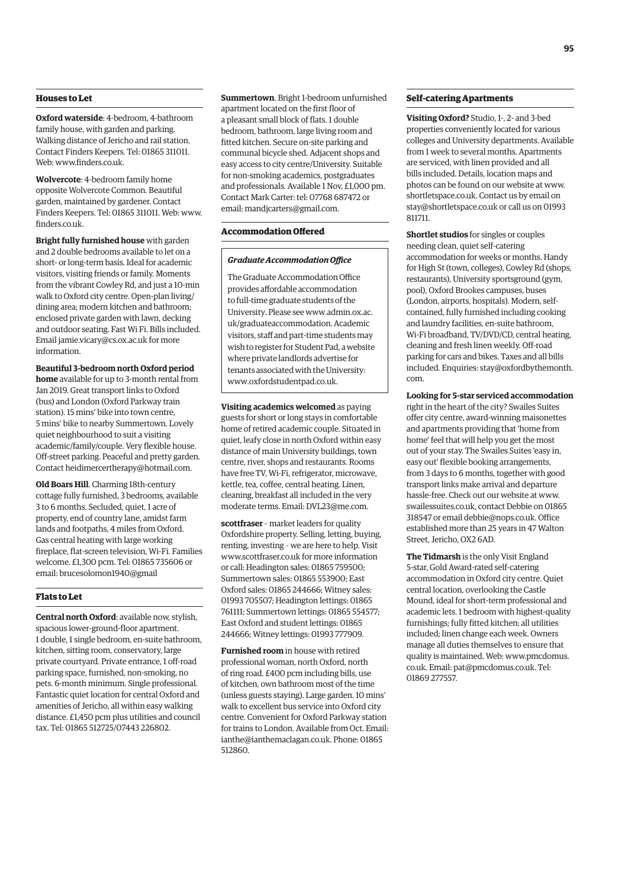## Houses to Let

**Oxford waterside**: 4-bedroom, 4-bathroom family house, with garden and parking. Walking distance of Jericho and rail station. Contact Finders Keepers. Tel: 01865 311011. Web: www.finders.co.uk.

**Wolvercote**: 4-bedroom family home opposite Wolvercote Common. Beautiful garden, maintained by gardener. Contact Finders Keepers. Tel: 01865 311011. Web: www.finders.co.uk.

**Bright fully furnished house** with garden and 2 double bedrooms available to let on a short- or long-term basis. Ideal for academic visitors, visiting friends or family. Moments from the vibrant Cowley Rd, and just a 10-min walk to Oxford city centre. Open-plan living/dining area; modern kitchen and bathroom; enclosed private garden with lawn, decking and outdoor seating. Fast Wi Fi. Bills included. Email jamie.vicary@cs.ox.ac.uk for more information.

**Beautiful 3-bedroom north Oxford period home** available for up to 3-month rental from Jan 2019. Great transport links to Oxford (bus) and London (Oxford Parkway train station). 15 mins' bike into town centre, 5 mins' bike to nearby Summertown. Lovely quiet neighbourhood to suit a visiting academic/family/couple. Very flexible house. Off-street parking. Peaceful and pretty garden. Contact heidimercertherapy@hotmail.com.

**Old Boars Hill**. Charming 18th-century cottage fully furnished, 3 bedrooms, available 3 to 6 months. Secluded, quiet, 1 acre of property, end of country lane, amidst farm lands and footpaths, 4 miles from Oxford. Gas central heating with large working fireplace, flat-screen television, Wi-Fi. Families welcome. £1,300 pcm. Tel: 01865 735606 or email: brucesolomon1940@gmail

## Flats to Let

**Central north Oxford**: available now, stylish, spacious lower-ground-floor apartment. 1 double, 1 single bedroom, en-suite bathroom, kitchen, sitting room, conservatory, large private courtyard. Private entrance, 1 off-road parking space, furnished, non-smoking, no pets. 6-month minimum. Single professional. Fantastic quiet location for central Oxford and amenities of Jericho, all within easy walking distance. £1,450 pcm plus utilities and council tax. Tel: 01865 512725/07443 226802.

**Summertown**. Bright 1-bedroom unfurnished apartment located on the first floor of a pleasant small block of flats. 1 double bedroom, bathroom, large living room and fitted kitchen. Secure on-site parking and communal bicycle shed. Adjacent shops and easy access to city centre/University. Suitable for non-smoking academics, postgraduates and professionals. Available 1 Nov, £1,000 pm. Contact Mark Carter: tel: 07768 687472 or email: mandjcarters@gmail.com.

## Accommodation Offered

***Graduate Accommodation Office***

The Graduate Accommodation Office provides affordable accommodation to full-time graduate students of the University. Please see www.admin.ox.ac.uk/graduateaccommodation. Academic visitors, staff and part-time students may wish to register for Student Pad, a website where private landlords advertise for tenants associated with the University: www.oxfordstudentpad.co.uk.

**Visiting academics welcomed** as paying guests for short or long stays in comfortable home of retired academic couple. Situated in quiet, leafy close in north Oxford within easy distance of main University buildings, town centre, river, shops and restaurants. Rooms have free TV, Wi-Fi, refrigerator, microwave, kettle, tea, coffee, central heating. Linen, cleaning, breakfast all included in the very moderate terms. Email: DVL23@me.com.

**scottfraser** – market leaders for quality Oxfordshire property. Selling, letting, buying, renting, investing – we are here to help. Visit www.scottfraser.co.uk for more information or call: Headington sales: 01865 759500; Summertown sales: 01865 553900; East Oxford sales: 01865 244666; Witney sales: 01993 705507; Headington lettings: 01865 761111; Summertown lettings: 01865 554577; East Oxford and student lettings: 01865 244666; Witney lettings: 01993 777909.

**Furnished room** in house with retired professional woman, north Oxford, north of ring road. £400 pcm including bills, use of kitchen, own bathroom most of the time (unless guests staying). Large garden. 10 mins' walk to excellent bus service into Oxford city centre. Convenient for Oxford Parkway station for trains to London. Available from Oct. Email: ianthe@ianthemaclagan.co.uk. Phone: 01865 512860.

## Self-catering Apartments

**Visiting Oxford?** Studio, 1-, 2- and 3-bed properties conveniently located for various colleges and University departments. Available from 1 week to several months. Apartments are serviced, with linen provided and all bills included. Details, location maps and photos can be found on our website at www.shortletspace.co.uk. Contact us by email on stay@shortletspace.co.uk or call us on 01993 811711.

**Shortlet studios** for singles or couples needing clean, quiet self-catering accommodation for weeks or months. Handy for High St (town, colleges), Cowley Rd (shops, restaurants), University sportsground (gym, pool), Oxford Brookes campuses, buses (London, airports, hospitals). Modern, self-contained, fully furnished including cooking and laundry facilities, en-suite bathroom, Wi-Fi broadband, TV/DVD/CD, central heating, cleaning and fresh linen weekly. Off-road parking for cars and bikes. Taxes and all bills included. Enquiries: stay@oxfordbythemonth.com.

**Looking for 5-star serviced accommodation** right in the heart of the city? Swailes Suites offer city centre, award-winning maisonettes and apartments providing that 'home from home' feel that will help you get the most out of your stay. The Swailes Suites 'easy in, easy out' flexible booking arrangements, from 3 days to 6 months, together with good transport links make arrival and departure hassle-free. Check out our website at www.swailessuites.co.uk, contact Debbie on 01865 318547 or email debbie@nops.co.uk. Office established more than 25 years in 47 Walton Street, Jericho, OX2 6AD.

**The Tidmarsh** is the only Visit England 5-star, Gold Award-rated self-catering accommodation in Oxford city centre. Quiet central location, overlooking the Castle Mound, ideal for short-term professional and academic lets. 1 bedroom with highest-quality furnishings; fully fitted kitchen; all utilities included; linen change each week. Owners manage all duties themselves to ensure that quality is maintained. Web: www.pmcdomus.co.uk. Email: pat@pmcdomus.co.uk. Tel: 01869 277557.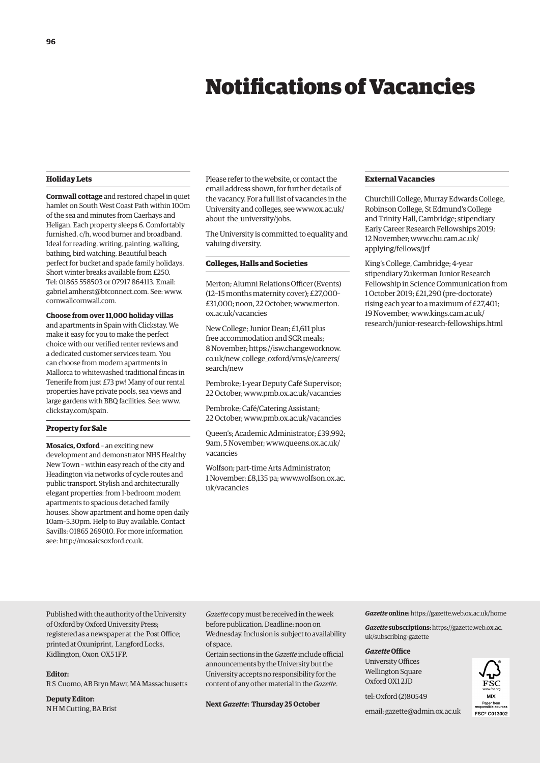# Notifications of Vacancies

## Holiday Lets

**Cornwall cottage** and restored chapel in quiet hamlet on South West Coast Path within 100m of the sea and minutes from Caerhays and Heligan. Each property sleeps 6. Comfortably furnished, c/h, wood burner and broadband. Ideal for reading, writing, painting, walking, bathing, bird watching. Beautiful beach perfect for bucket and spade family holidays. Short winter breaks available from £250. Tel: 01865 558503 or 07917 864113. Email: gabriel.amherst@btconnect.com. See: www.cornwallcornwall.com.

**Choose from over 11,000 holiday villas** and apartments in Spain with Clickstay. We make it easy for you to make the perfect choice with our verified renter reviews and a dedicated customer services team. You can choose from modern apartments in Mallorca to whitewashed traditional fincas in Tenerife from just £73 pw! Many of our rental properties have private pools, sea views and large gardens with BBQ facilities. See: www.clickstay.com/spain.

## Property for Sale

**Mosaics, Oxford** – an exciting new development and demonstrator NHS Healthy New Town – within easy reach of the city and Headington via networks of cycle routes and public transport. Stylish and architecturally elegant properties: from 1-bedroom modern apartments to spacious detached family houses. Show apartment and home open daily 10am–5.30pm. Help to Buy available. Contact Savills: 01865 269010. For more information see: http://mosaicsoxford.co.uk.

Please refer to the website, or contact the email address shown, for further details of the vacancy. For a full list of vacancies in the University and colleges, see www.ox.ac.uk/about_the_university/jobs.

The University is committed to equality and valuing diversity.

## Colleges, Halls and Societies

Merton; Alumni Relations Officer (Events) (12–15 months maternity cover); £27,000–£31,000; noon, 22 October; www.merton.ox.ac.uk/vacancies

New College; Junior Dean; £1,611 plus free accommodation and SCR meals; 8 November; https://isw.changeworknow.co.uk/new_college_oxford/vms/e/careers/search/new

Pembroke; 1-year Deputy Café Supervisor; 22 October; www.pmb.ox.ac.uk/vacancies

Pembroke; Café/Catering Assistant; 22 October; www.pmb.ox.ac.uk/vacancies

Queen's; Academic Administrator; £39,992; 9am, 5 November; www.queens.ox.ac.uk/vacancies

Wolfson; part-time Arts Administrator; 1 November; £8,135 pa; www.wolfson.ox.ac.uk/vacancies

## External Vacancies

Churchill College, Murray Edwards College, Robinson College, St Edmund's College and Trinity Hall, Cambridge; stipendiary Early Career Research Fellowships 2019; 12 November; www.chu.cam.ac.uk/applying/fellows/jrf

King's College, Cambridge; 4-year stipendiary Zukerman Junior Research Fellowship in Science Communication from 1 October 2019; £21,290 (pre-doctorate) rising each year to a maximum of £27,401; 19 November; www.kings.cam.ac.uk/research/junior-research-fellowships.html

---

Published with the authority of the University of Oxford by Oxford University Press; registered as a newspaper at the Post Office; printed at Oxuniprint, Langford Locks, Kidlington, Oxon OX5 1FP.

**Editor:**
R S Cuomo, AB Bryn Mawr, MA Massachusetts

**Deputy Editor:**
N H M Cutting, BA Brist

*Gazette* copy must be received in the week before publication. Deadline: noon on Wednesday. Inclusion is subject to availability of space.
Certain sections in the *Gazette* include official announcements by the University but the University accepts no responsibility for the content of any other material in the *Gazette*.

**Next *Gazette*: Thursday 25 October**

***Gazette* online:** https://gazette.web.ox.ac.uk/home

***Gazette* subscriptions:** https://gazette.web.ox.ac.uk/subscribing-gazette

***Gazette* Office**
University Offices
Wellington Square
Oxford OX1 2JD

tel: Oxford (2)80549

email: gazette@admin.ox.ac.uk

FSC www.fsc.org MIX Paper from responsible sources FSC® C013002